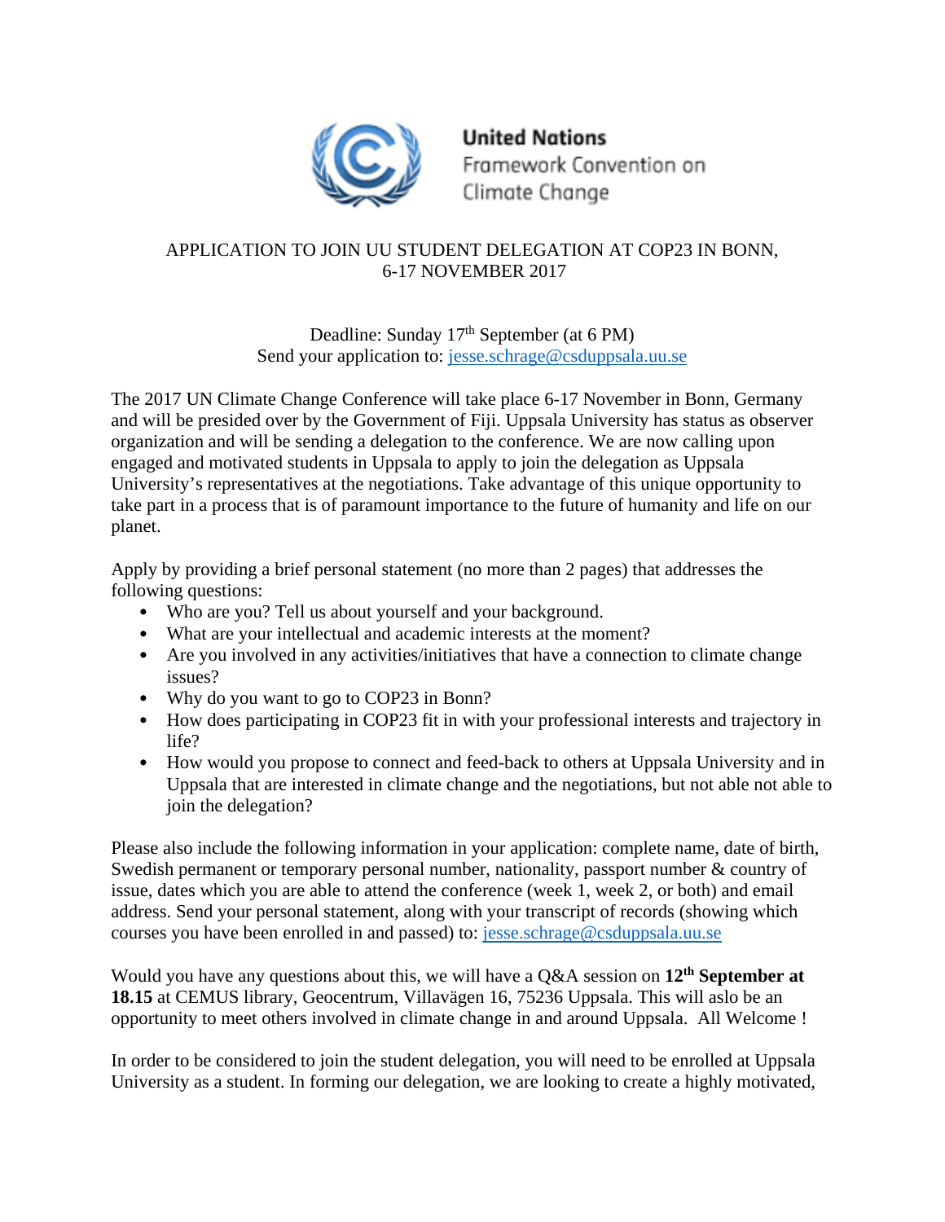United Nations
Framework Convention on
Climate Change

# APPLICATION TO JOIN UU STUDENT DELEGATION AT COP23 IN BONN, 6-17 NOVEMBER 2017

Deadline: Sunday 17th September (at 6 PM)
Send your application to: jesse.schrage@csduppsala.uu.se

The 2017 UN Climate Change Conference will take place 6-17 November in Bonn, Germany and will be presided over by the Government of Fiji. Uppsala University has status as observer organization and will be sending a delegation to the conference. We are now calling upon engaged and motivated students in Uppsala to apply to join the delegation as Uppsala University's representatives at the negotiations. Take advantage of this unique opportunity to take part in a process that is of paramount importance to the future of humanity and life on our planet.

Apply by providing a brief personal statement (no more than 2 pages) that addresses the following questions:

- Who are you? Tell us about yourself and your background.
- What are your intellectual and academic interests at the moment?
- Are you involved in any activities/initiatives that have a connection to climate change issues?
- Why do you want to go to COP23 in Bonn?
- How does participating in COP23 fit in with your professional interests and trajectory in life?
- How would you propose to connect and feed-back to others at Uppsala University and in Uppsala that are interested in climate change and the negotiations, but not able not able to join the delegation?

Please also include the following information in your application: complete name, date of birth, Swedish permanent or temporary personal number, nationality, passport number & country of issue, dates which you are able to attend the conference (week 1, week 2, or both) and email address. Send your personal statement, along with your transcript of records (showing which courses you have been enrolled in and passed) to: jesse.schrage@csduppsala.uu.se

Would you have any questions about this, we will have a Q&A session on **12th September at 18.15** at CEMUS library, Geocentrum, Villavägen 16, 75236 Uppsala. This will aslo be an opportunity to meet others involved in climate change in and around Uppsala. All Welcome !

In order to be considered to join the student delegation, you will need to be enrolled at Uppsala University as a student. In forming our delegation, we are looking to create a highly motivated,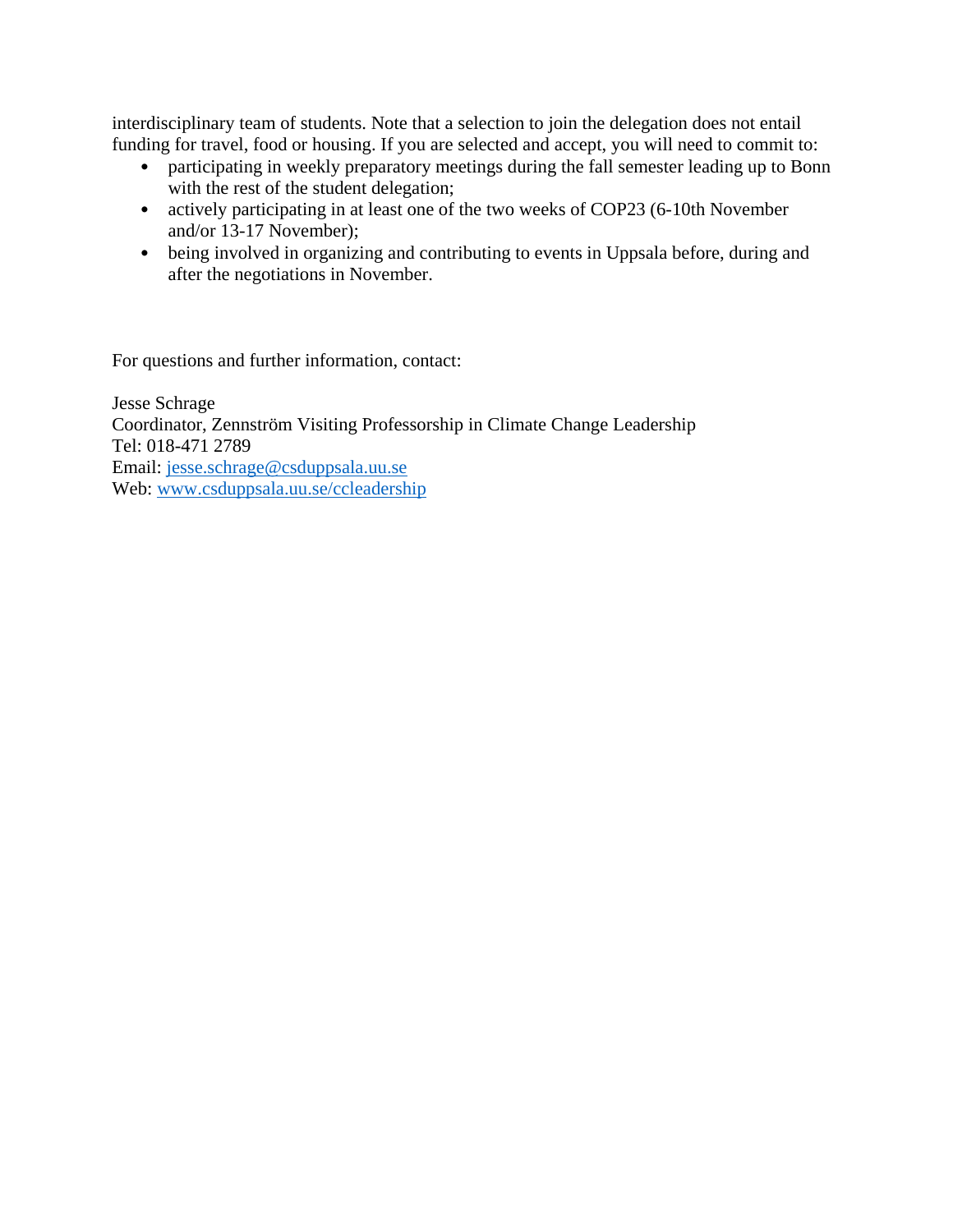interdisciplinary team of students. Note that a selection to join the delegation does not entail funding for travel, food or housing. If you are selected and accept, you will need to commit to:

- participating in weekly preparatory meetings during the fall semester leading up to Bonn with the rest of the student delegation;
- actively participating in at least one of the two weeks of COP23 (6-10th November and/or 13-17 November);
- being involved in organizing and contributing to events in Uppsala before, during and after the negotiations in November.

For questions and further information, contact:

Jesse Schrage
Coordinator, Zennström Visiting Professorship in Climate Change Leadership
Tel: 018-471 2789
Email: jesse.schrage@csduppsala.uu.se
Web: www.csduppsala.uu.se/ccleadership